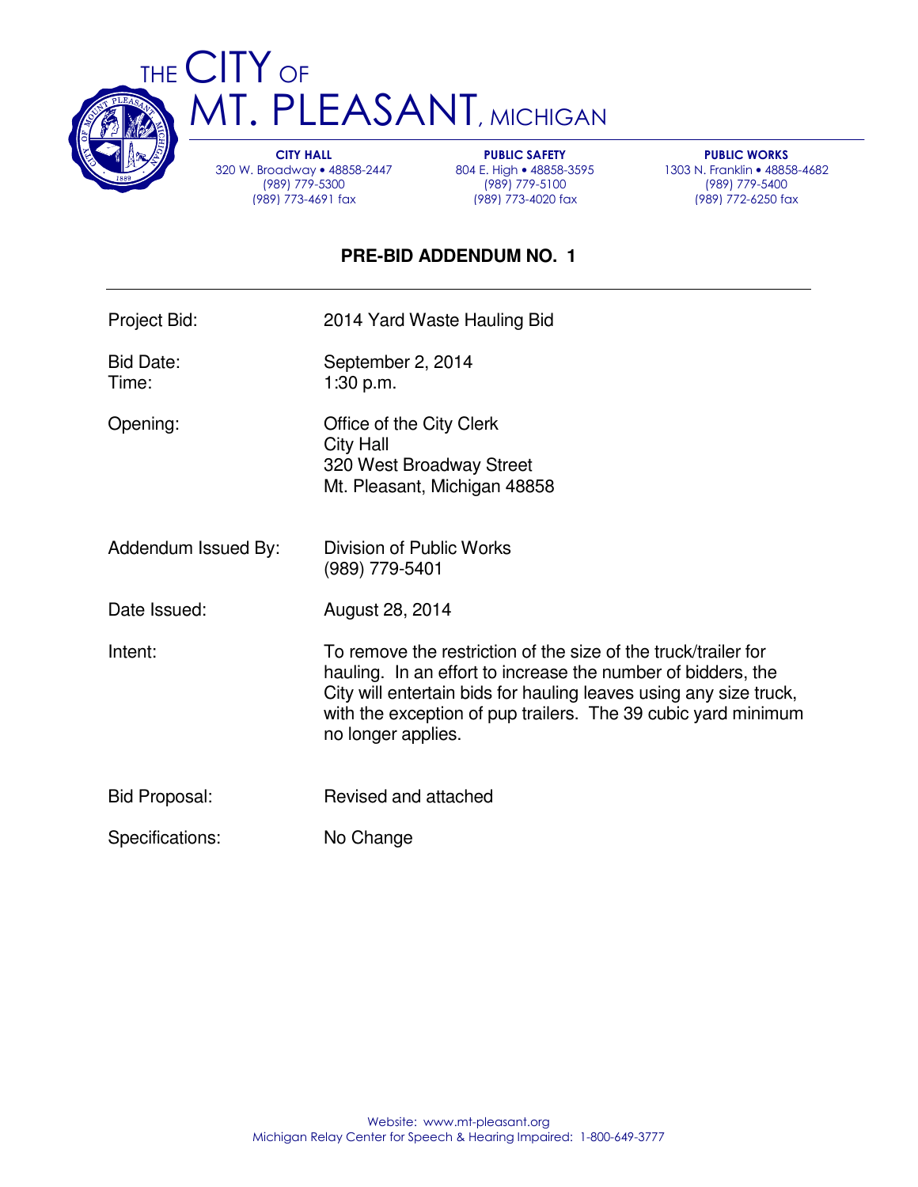# THE CITY OF MT. PLEASANT, MICHIGAN

**CITY HALL**
320 W. Broadway • 48858-2447
(989) 779-5300
(989) 773-4691 fax

**PUBLIC SAFETY**
804 E. High • 48858-3595
(989) 779-5100
(989) 773-4020 fax

**PUBLIC WORKS**
1303 N. Franklin • 48858-4682
(989) 779-5400
(989) 772-6250 fax

## PRE-BID ADDENDUM NO. 1

---

Project Bid: 2014 Yard Waste Hauling Bid

Bid Date: September 2, 2014
Time: 1:30 p.m.

Opening: Office of the City Clerk
City Hall
320 West Broadway Street
Mt. Pleasant, Michigan 48858

Addendum Issued By: Division of Public Works
(989) 779-5401

Date Issued: August 28, 2014

Intent: To remove the restriction of the size of the truck/trailer for hauling. In an effort to increase the number of bidders, the City will entertain bids for hauling leaves using any size truck, with the exception of pup trailers. The 39 cubic yard minimum no longer applies.

Bid Proposal: Revised and attached

Specifications: No Change

Website: www.mt-pleasant.org
Michigan Relay Center for Speech & Hearing Impaired: 1-800-649-3777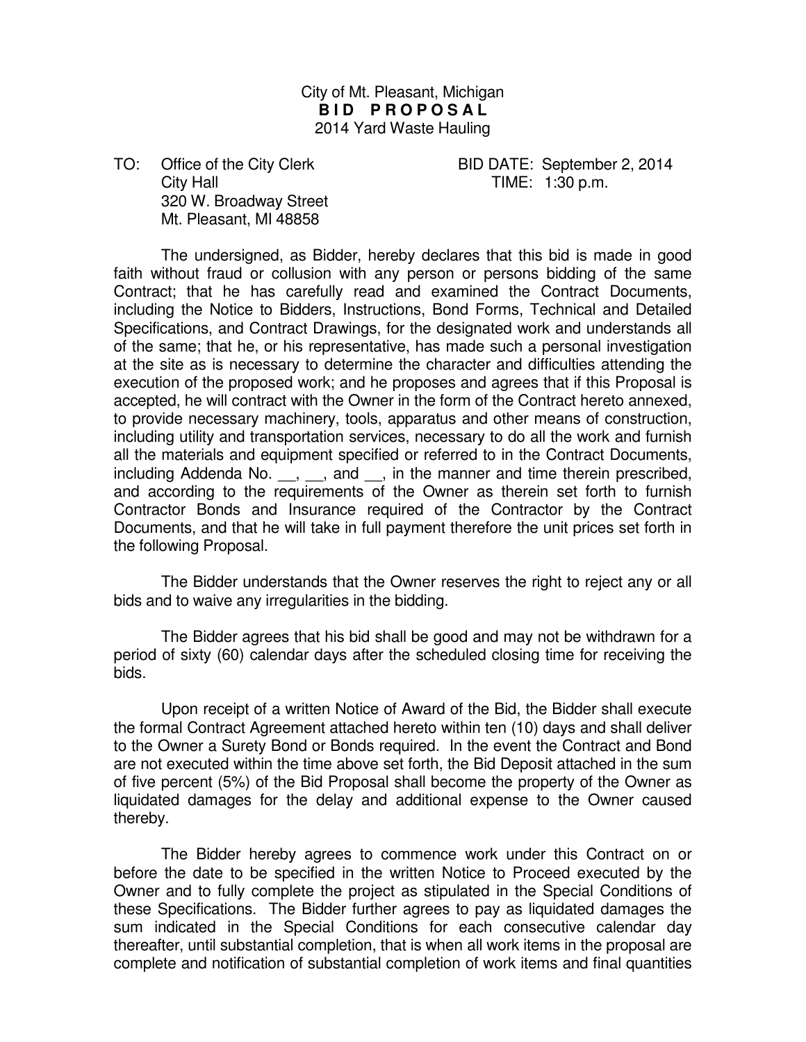City of Mt. Pleasant, Michigan

**B I D   P R O P O S A L**

2014 Yard Waste Hauling

TO: Office of the City Clerk
City Hall
320 W. Broadway Street
Mt. Pleasant, MI 48858

BID DATE: September 2, 2014
TIME: 1:30 p.m.

The undersigned, as Bidder, hereby declares that this bid is made in good faith without fraud or collusion with any person or persons bidding of the same Contract; that he has carefully read and examined the Contract Documents, including the Notice to Bidders, Instructions, Bond Forms, Technical and Detailed Specifications, and Contract Drawings, for the designated work and understands all of the same; that he, or his representative, has made such a personal investigation at the site as is necessary to determine the character and difficulties attending the execution of the proposed work; and he proposes and agrees that if this Proposal is accepted, he will contract with the Owner in the form of the Contract hereto annexed, to provide necessary machinery, tools, apparatus and other means of construction, including utility and transportation services, necessary to do all the work and furnish all the materials and equipment specified or referred to in the Contract Documents, including Addenda No. __, __, and __, in the manner and time therein prescribed, and according to the requirements of the Owner as therein set forth to furnish Contractor Bonds and Insurance required of the Contractor by the Contract Documents, and that he will take in full payment therefore the unit prices set forth in the following Proposal.

The Bidder understands that the Owner reserves the right to reject any or all bids and to waive any irregularities in the bidding.

The Bidder agrees that his bid shall be good and may not be withdrawn for a period of sixty (60) calendar days after the scheduled closing time for receiving the bids.

Upon receipt of a written Notice of Award of the Bid, the Bidder shall execute the formal Contract Agreement attached hereto within ten (10) days and shall deliver to the Owner a Surety Bond or Bonds required. In the event the Contract and Bond are not executed within the time above set forth, the Bid Deposit attached in the sum of five percent (5%) of the Bid Proposal shall become the property of the Owner as liquidated damages for the delay and additional expense to the Owner caused thereby.

The Bidder hereby agrees to commence work under this Contract on or before the date to be specified in the written Notice to Proceed executed by the Owner and to fully complete the project as stipulated in the Special Conditions of these Specifications. The Bidder further agrees to pay as liquidated damages the sum indicated in the Special Conditions for each consecutive calendar day thereafter, until substantial completion, that is when all work items in the proposal are complete and notification of substantial completion of work items and final quantities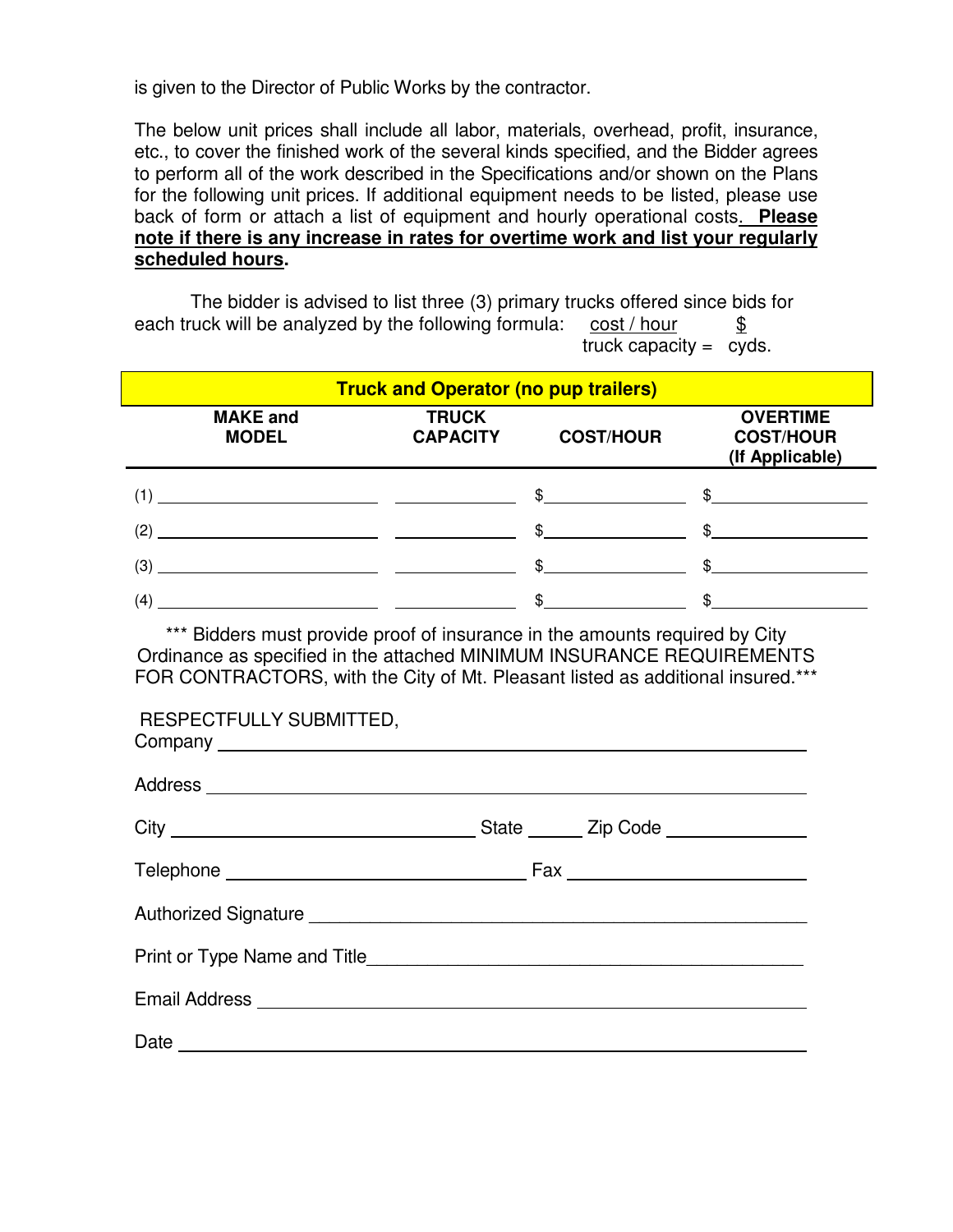is given to the Director of Public Works by the contractor.

The below unit prices shall include all labor, materials, overhead, profit, insurance, etc., to cover the finished work of the several kinds specified, and the Bidder agrees to perform all of the work described in the Specifications and/or shown on the Plans for the following unit prices. If additional equipment needs to be listed, please use back of form or attach a list of equipment and hourly operational costs. **Please note if there is any increase in rates for overtime work and list your regularly scheduled hours.**

The bidder is advised to list three (3) primary trucks offered since bids for each truck will be analyzed by the following formula: $\frac{\text{cost / hour}}{\text{truck capacity}} = \frac{\$}{\text{cyds.}}$

| Truck and Operator (no pup trailers) | | | |
|---|---|---|---|
| **MAKE and MODEL** | **TRUCK CAPACITY** | **COST/HOUR** | **OVERTIME COST/HOUR (If Applicable)** |
| (1) \_\_\_\_\_\_\_\_\_\_ | \_\_\_\_\_\_\_\_\_\_ | $\_\_\_\_\_\_\_\_\_\_ | $\_\_\_\_\_\_\_\_\_\_ |
| (2) \_\_\_\_\_\_\_\_\_\_ | \_\_\_\_\_\_\_\_\_\_ | $\_\_\_\_\_\_\_\_\_\_ | $\_\_\_\_\_\_\_\_\_\_ |
| (3) \_\_\_\_\_\_\_\_\_\_ | \_\_\_\_\_\_\_\_\_\_ | $\_\_\_\_\_\_\_\_\_\_ | $\_\_\_\_\_\_\_\_\_\_ |
| (4) \_\_\_\_\_\_\_\_\_\_ | \_\_\_\_\_\_\_\_\_\_ | $\_\_\_\_\_\_\_\_\_\_ | $\_\_\_\_\_\_\_\_\_\_ |

*** Bidders must provide proof of insurance in the amounts required by City Ordinance as specified in the attached MINIMUM INSURANCE REQUIREMENTS FOR CONTRACTORS, with the City of Mt. Pleasant listed as additional insured.***

RESPECTFULLY SUBMITTED,

Company \_\_\_\_\_\_\_\_\_\_\_\_\_\_\_\_\_\_\_\_\_\_\_\_\_\_\_\_\_\_\_\_\_\_\_\_\_\_\_\_

Address \_\_\_\_\_\_\_\_\_\_\_\_\_\_\_\_\_\_\_\_\_\_\_\_\_\_\_\_\_\_\_\_\_\_\_\_\_\_\_\_

City \_\_\_\_\_\_\_\_\_\_\_\_\_\_\_\_\_\_\_\_ State \_\_\_\_\_ Zip Code \_\_\_\_\_\_\_\_\_\_

Telephone \_\_\_\_\_\_\_\_\_\_\_\_\_\_\_\_\_\_\_\_ Fax \_\_\_\_\_\_\_\_\_\_\_\_\_\_\_\_\_\_\_\_

Authorized Signature \_\_\_\_\_\_\_\_\_\_\_\_\_\_\_\_\_\_\_\_\_\_\_\_\_\_\_\_\_\_\_\_\_\_\_\_\_\_\_\_

Print or Type Name and Title\_\_\_\_\_\_\_\_\_\_\_\_\_\_\_\_\_\_\_\_\_\_\_\_\_\_\_\_\_\_\_\_\_\_\_\_\_\_\_\_

Email Address \_\_\_\_\_\_\_\_\_\_\_\_\_\_\_\_\_\_\_\_\_\_\_\_\_\_\_\_\_\_\_\_\_\_\_\_\_\_\_\_

Date \_\_\_\_\_\_\_\_\_\_\_\_\_\_\_\_\_\_\_\_\_\_\_\_\_\_\_\_\_\_\_\_\_\_\_\_\_\_\_\_